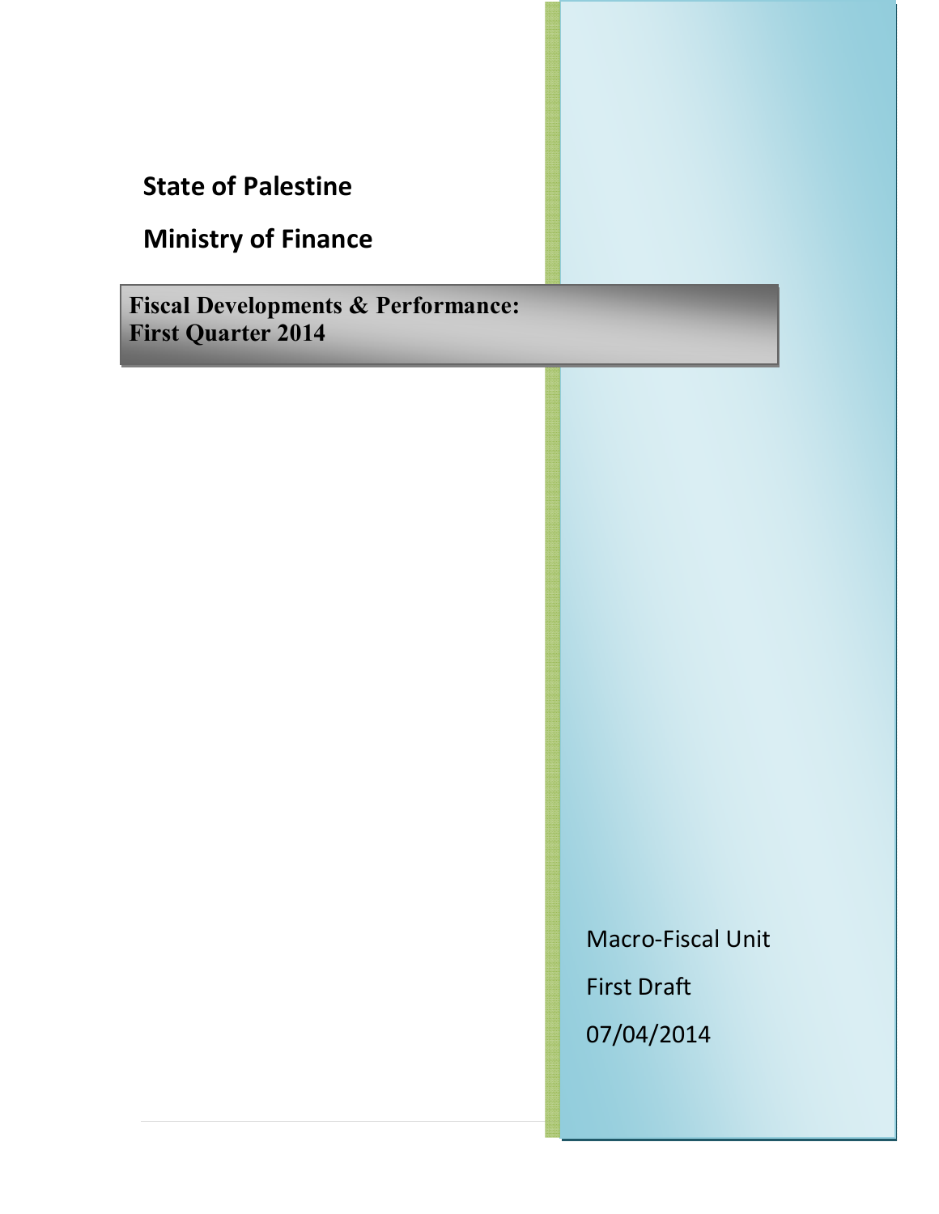**State of Palestine**

**Ministry of Finance**

# Fiscal Developments & Performance: First Quarter 2014

Macro-Fiscal Unit

First Draft

07/04/2014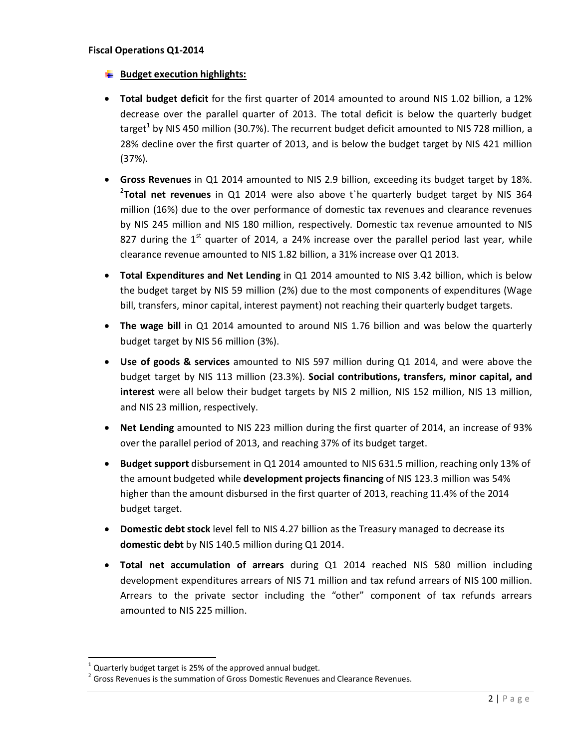**Fiscal Operations Q1-2014**

**Budget execution highlights:**

- **Total budget deficit** for the first quarter of 2014 amounted to around NIS 1.02 billion, a 12% decrease over the parallel quarter of 2013. The total deficit is below the quarterly budget target[1] by NIS 450 million (30.7%). The recurrent budget deficit amounted to NIS 728 million, a 28% decline over the first quarter of 2013, and is below the budget target by NIS 421 million (37%).

- **Gross Revenues** in Q1 2014 amounted to NIS 2.9 billion, exceeding its budget target by 18%. [2]**Total net revenues** in Q1 2014 were also above t`he quarterly budget target by NIS 364 million (16%) due to the over performance of domestic tax revenues and clearance revenues by NIS 245 million and NIS 180 million, respectively. Domestic tax revenue amounted to NIS 827 during the 1st quarter of 2014, a 24% increase over the parallel period last year, while clearance revenue amounted to NIS 1.82 billion, a 31% increase over Q1 2013.

- **Total Expenditures and Net Lending** in Q1 2014 amounted to NIS 3.42 billion, which is below the budget target by NIS 59 million (2%) due to the most components of expenditures (Wage bill, transfers, minor capital, interest payment) not reaching their quarterly budget targets.

- **The wage bill** in Q1 2014 amounted to around NIS 1.76 billion and was below the quarterly budget target by NIS 56 million (3%).

- **Use of goods & services** amounted to NIS 597 million during Q1 2014, and were above the budget target by NIS 113 million (23.3%). **Social contributions, transfers, minor capital, and interest** were all below their budget targets by NIS 2 million, NIS 152 million, NIS 13 million, and NIS 23 million, respectively.

- **Net Lending** amounted to NIS 223 million during the first quarter of 2014, an increase of 93% over the parallel period of 2013, and reaching 37% of its budget target.

- **Budget support** disbursement in Q1 2014 amounted to NIS 631.5 million, reaching only 13% of the amount budgeted while **development projects financing** of NIS 123.3 million was 54% higher than the amount disbursed in the first quarter of 2013, reaching 11.4% of the 2014 budget target.

- **Domestic debt stock** level fell to NIS 4.27 billion as the Treasury managed to decrease its **domestic debt** by NIS 140.5 million during Q1 2014.

- **Total net accumulation of arrears** during Q1 2014 reached NIS 580 million including development expenditures arrears of NIS 71 million and tax refund arrears of NIS 100 million. Arrears to the private sector including the "other" component of tax refunds arrears amounted to NIS 225 million.

---

[1] Quarterly budget target is 25% of the approved annual budget.

[2] Gross Revenues is the summation of Gross Domestic Revenues and Clearance Revenues.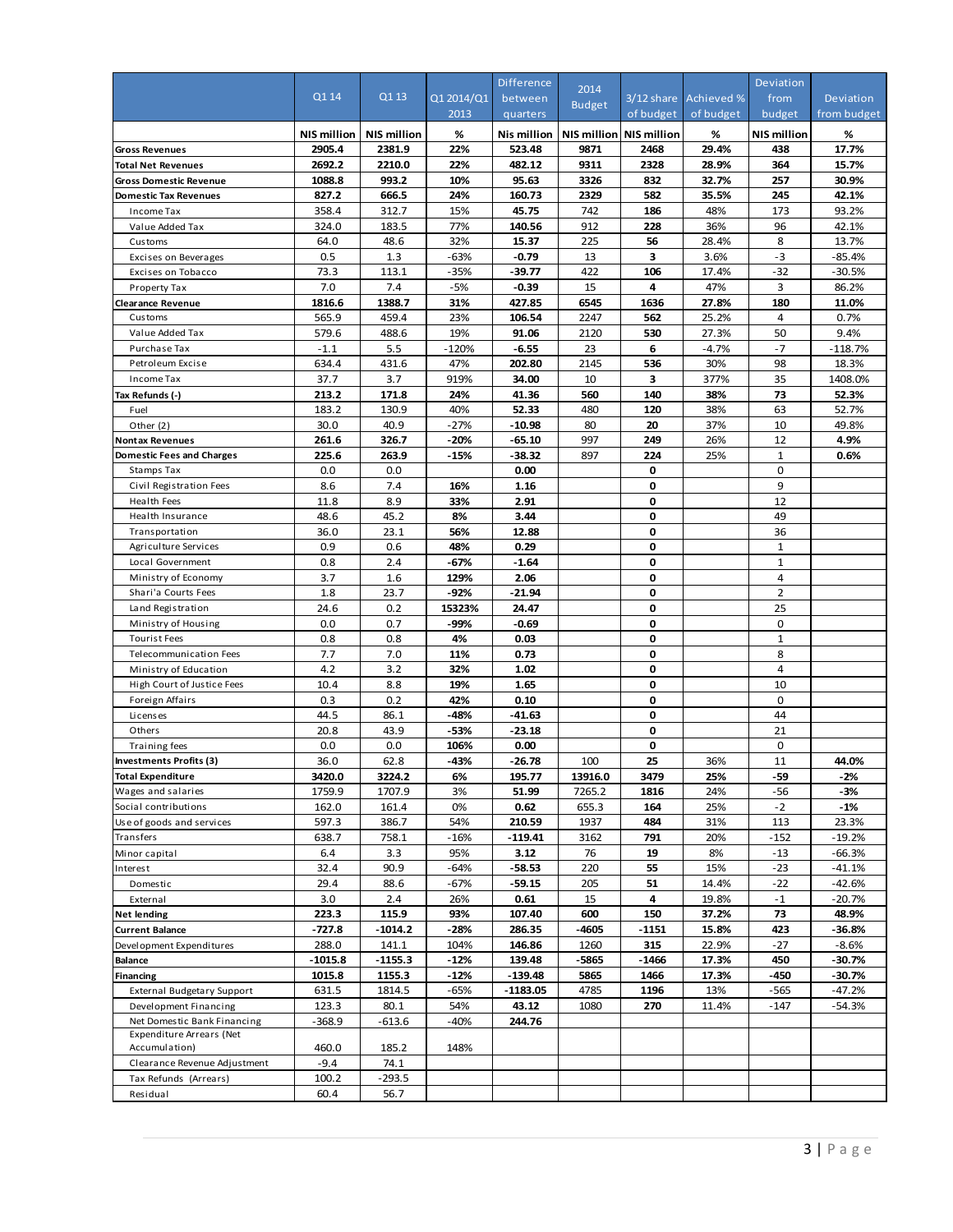|  | Q1 14 | Q1 13 | Q1 2014/Q1 2013 | Difference between quarters | 2014 Budget | 3/12 share of budget | Achieved % of budget | Deviation from budget | Deviation from budget |
|---|---|---|---|---|---|---|---|---|---|
|  | NIS million | NIS million | % | Nis million | NIS million | NIS million | % | NIS million | % |
| **Gross Revenues** | **2905.4** | **2381.9** | **22%** | **523.48** | **9871** | **2468** | **29.4%** | **438** | **17.7%** |
| **Total Net Revenues** | **2692.2** | **2210.0** | **22%** | **482.12** | **9311** | **2328** | **28.9%** | **364** | **15.7%** |
| **Gross Domestic Revenue** | **1088.8** | **993.2** | **10%** | **95.63** | **3326** | **832** | **32.7%** | **257** | **30.9%** |
| **Domestic Tax Revenues** | **827.2** | **666.5** | **24%** | **160.73** | **2329** | **582** | **35.5%** | **245** | **42.1%** |
| Income Tax | 358.4 | 312.7 | 15% | **45.75** | 742 | **186** | 48% | 173 | 93.2% |
| Value Added Tax | 324.0 | 183.5 | 77% | **140.56** | 912 | **228** | 36% | 96 | 42.1% |
| Customs | 64.0 | 48.6 | 32% | **15.37** | 225 | **56** | 28.4% | 8 | 13.7% |
| Excises on Beverages | 0.5 | 1.3 | -63% | **-0.79** | 13 | **3** | 3.6% | -3 | -85.4% |
| Excises on Tobacco | 73.3 | 113.1 | -35% | **-39.77** | 422 | **106** | 17.4% | -32 | -30.5% |
| Property Tax | 7.0 | 7.4 | -5% | **-0.39** | 15 | **4** | 47% | 3 | 86.2% |
| **Clearance Revenue** | **1816.6** | **1388.7** | **31%** | **427.85** | **6545** | **1636** | **27.8%** | **180** | **11.0%** |
| Customs | 565.9 | 459.4 | 23% | **106.54** | 2247 | **562** | 25.2% | 4 | 0.7% |
| Value Added Tax | 579.6 | 488.6 | 19% | **91.06** | 2120 | **530** | 27.3% | 50 | 9.4% |
| Purchase Tax | -1.1 | 5.5 | -120% | **-6.55** | 23 | **6** | -4.7% | -7 | -118.7% |
| Petroleum Excise | 634.4 | 431.6 | 47% | **202.80** | 2145 | **536** | 30% | 98 | 18.3% |
| Income Tax | 37.7 | 3.7 | 919% | **34.00** | 10 | **3** | 377% | 35 | 1408.0% |
| **Tax Refunds (-)** | **213.2** | **171.8** | **24%** | **41.36** | **560** | **140** | **38%** | **73** | **52.3%** |
| Fuel | 183.2 | 130.9 | 40% | **52.33** | 480 | **120** | 38% | 63 | 52.7% |
| Other (2) | 30.0 | 40.9 | -27% | **-10.98** | 80 | **20** | 37% | 10 | 49.8% |
| **Nontax Revenues** | **261.6** | **326.7** | **-20%** | **-65.10** | **997** | **249** | **26%** | **12** | **4.9%** |
| **Domestic Fees and Charges** | **225.6** | **263.9** | **-15%** | **-38.32** | **897** | **224** | **25%** | **1** | **0.6%** |
| Stamps Tax | 0.0 | 0.0 |  | **0.00** |  | **0** |  | 0 |  |
| Civil Registration Fees | 8.6 | 7.4 | **16%** | **1.16** |  | **0** |  | 9 |  |
| Health Fees | 11.8 | 8.9 | **33%** | **2.91** |  | **0** |  | 12 |  |
| Health Insurance | 48.6 | 45.2 | **8%** | **3.44** |  | **0** |  | 49 |  |
| Transportation | 36.0 | 23.1 | **56%** | **12.88** |  | **0** |  | 36 |  |
| Agriculture Services | 0.9 | 0.6 | **48%** | **0.29** |  | **0** |  | 1 |  |
| Local Government | 0.8 | 2.4 | **-67%** | **-1.64** |  | **0** |  | 1 |  |
| Ministry of Economy | 3.7 | 1.6 | **129%** | **2.06** |  | **0** |  | 4 |  |
| Shari'a Courts Fees | 1.8 | 23.7 | **-92%** | **-21.94** |  | **0** |  | 2 |  |
| Land Registration | 24.6 | 0.2 | **15323%** | **24.47** |  | **0** |  | 25 |  |
| Ministry of Housing | 0.0 | 0.7 | **-99%** | **-0.69** |  | **0** |  | 0 |  |
| Tourist Fees | 0.8 | 0.8 | **4%** | **0.03** |  | **0** |  | 1 |  |
| Telecommunication Fees | 7.7 | 7.0 | **11%** | **0.73** |  | **0** |  | 8 |  |
| Ministry of Education | 4.2 | 3.2 | **32%** | **1.02** |  | **0** |  | 4 |  |
| High Court of Justice Fees | 10.4 | 8.8 | **19%** | **1.65** |  | **0** |  | 10 |  |
| Foreign Affairs | 0.3 | 0.2 | **42%** | **0.10** |  | **0** |  | 0 |  |
| Licenses | 44.5 | 86.1 | **-48%** | **-41.63** |  | **0** |  | 44 |  |
| Others | 20.8 | 43.9 | **-53%** | **-23.18** |  | **0** |  | 21 |  |
| Training fees | 0.0 | 0.0 | **106%** | **0.00** |  | **0** |  | 0 |  |
| **Investments Profits (3)** | 36.0 | 62.8 | -43% | **-26.78** | 100 | **25** | 36% | 11 | **44.0%** |
| **Total Expenditure** | **3420.0** | **3224.2** | **6%** | **195.77** | **13916.0** | **3479** | **25%** | **-59** | **-2%** |
| Wages and salaries | 1759.9 | 1707.9 | 3% | **51.99** | 7265.2 | **1816** | 24% | -56 | **-3%** |
| Social contributions | 162.0 | 161.4 | 0% | **0.62** | 655.3 | **164** | 25% | -2 | **-1%** |
| Use of goods and services | 597.3 | 386.7 | 54% | **210.59** | 1937 | **484** | 31% | 113 | 23.3% |
| Transfers | 638.7 | 758.1 | -16% | **-119.41** | 3162 | **791** | 20% | -152 | -19.2% |
| Minor capital | 6.4 | 3.3 | 95% | **3.12** | 76 | **19** | 8% | -13 | -66.3% |
| Interest | 32.4 | 90.9 | -64% | **-58.53** | 220 | **55** | 15% | -23 | -41.1% |
| Domestic | 29.4 | 88.6 | -67% | **-59.15** | 205 | **51** | 14.4% | -22 | -42.6% |
| External | 3.0 | 2.4 | 26% | **0.61** | 15 | **4** | 19.8% | -1 | -20.7% |
| **Net lending** | **223.3** | **115.9** | **93%** | **107.40** | **600** | **150** | **37.2%** | **73** | **48.9%** |
| **Current Balance** | **-727.8** | **-1014.2** | **-28%** | **286.35** | **-4605** | **-1151** | **15.8%** | **423** | **-36.8%** |
| Development Expenditures | 288.0 | 141.1 | 104% | **146.86** | 1260 | **315** | 22.9% | -27 | -8.6% |
| **Balance** | **-1015.8** | **-1155.3** | **-12%** | **139.48** | **-5865** | **-1466** | **17.3%** | **450** | **-30.7%** |
| **Financing** | **1015.8** | **1155.3** | **-12%** | **-139.48** | **5865** | **1466** | **17.3%** | **-450** | **-30.7%** |
| External Budgetary Support | 631.5 | 1814.5 | -65% | **-1183.05** | 4785 | **1196** | 13% | -565 | -47.2% |
| Development Financing | 123.3 | 80.1 | 54% | **43.12** | 1080 | **270** | 11.4% | -147 | -54.3% |
| Net Domestic Bank Financing | -368.9 | -613.6 | -40% | **244.76** |  |  |  |  |  |
| Expenditure Arrears (Net Accumulation) | 460.0 | 185.2 | 148% |  |  |  |  |  |  |
| Clearance Revenue Adjustment | -9.4 | 74.1 |  |  |  |  |  |  |  |
| Tax Refunds (Arrears) | 100.2 | -293.5 |  |  |  |  |  |  |  |
| Residual | 60.4 | 56.7 |  |  |  |  |  |  |  |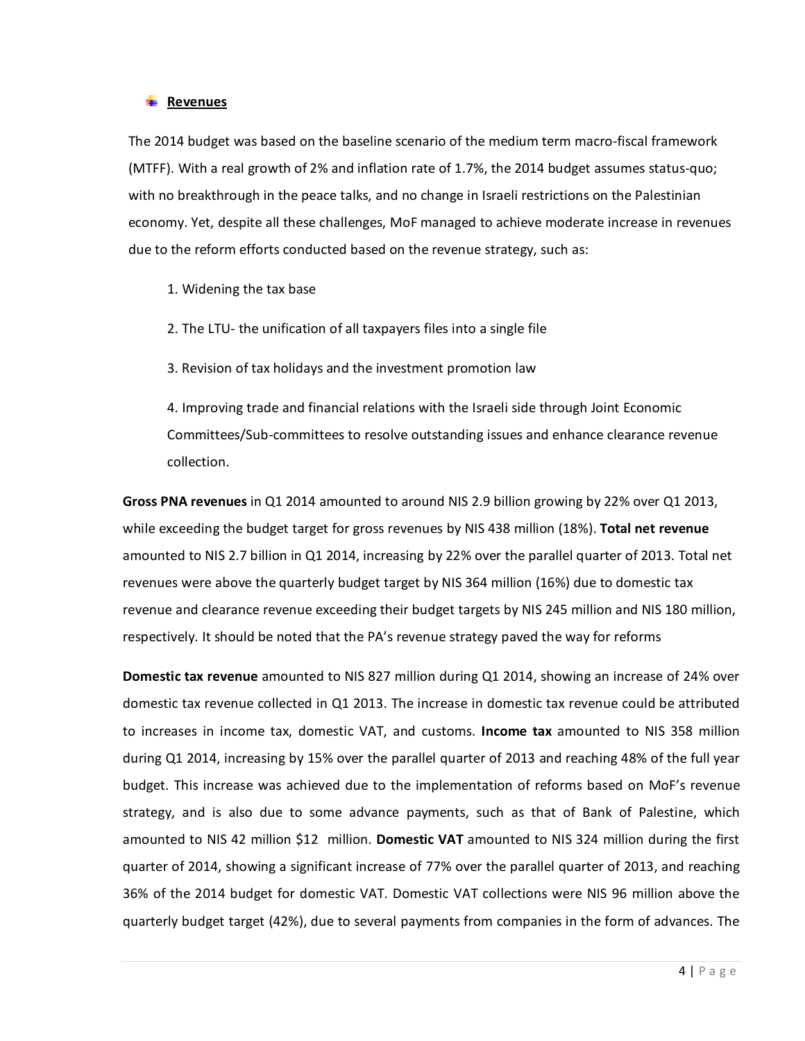## Revenues

The 2014 budget was based on the baseline scenario of the medium term macro-fiscal framework (MTFF). With a real growth of 2% and inflation rate of 1.7%, the 2014 budget assumes status-quo; with no breakthrough in the peace talks, and no change in Israeli restrictions on the Palestinian economy. Yet, despite all these challenges, MoF managed to achieve moderate increase in revenues due to the reform efforts conducted based on the revenue strategy, such as:

1. Widening the tax base
2. The LTU- the unification of all taxpayers files into a single file
3. Revision of tax holidays and the investment promotion law
4. Improving trade and financial relations with the Israeli side through Joint Economic Committees/Sub-committees to resolve outstanding issues and enhance clearance revenue collection.

**Gross PNA revenues** in Q1 2014 amounted to around NIS 2.9 billion growing by 22% over Q1 2013, while exceeding the budget target for gross revenues by NIS 438 million (18%). **Total net revenue** amounted to NIS 2.7 billion in Q1 2014, increasing by 22% over the parallel quarter of 2013. Total net revenues were above the quarterly budget target by NIS 364 million (16%) due to domestic tax revenue and clearance revenue exceeding their budget targets by NIS 245 million and NIS 180 million, respectively. It should be noted that the PA's revenue strategy paved the way for reforms

**Domestic tax revenue** amounted to NIS 827 million during Q1 2014, showing an increase of 24% over domestic tax revenue collected in Q1 2013. The increase in domestic tax revenue could be attributed to increases in income tax, domestic VAT, and customs. **Income tax** amounted to NIS 358 million during Q1 2014, increasing by 15% over the parallel quarter of 2013 and reaching 48% of the full year budget. This increase was achieved due to the implementation of reforms based on MoF's revenue strategy, and is also due to some advance payments, such as that of Bank of Palestine, which amounted to NIS 42 million $12 million. **Domestic VAT** amounted to NIS 324 million during the first quarter of 2014, showing a significant increase of 77% over the parallel quarter of 2013, and reaching 36% of the 2014 budget for domestic VAT. Domestic VAT collections were NIS 96 million above the quarterly budget target (42%), due to several payments from companies in the form of advances. The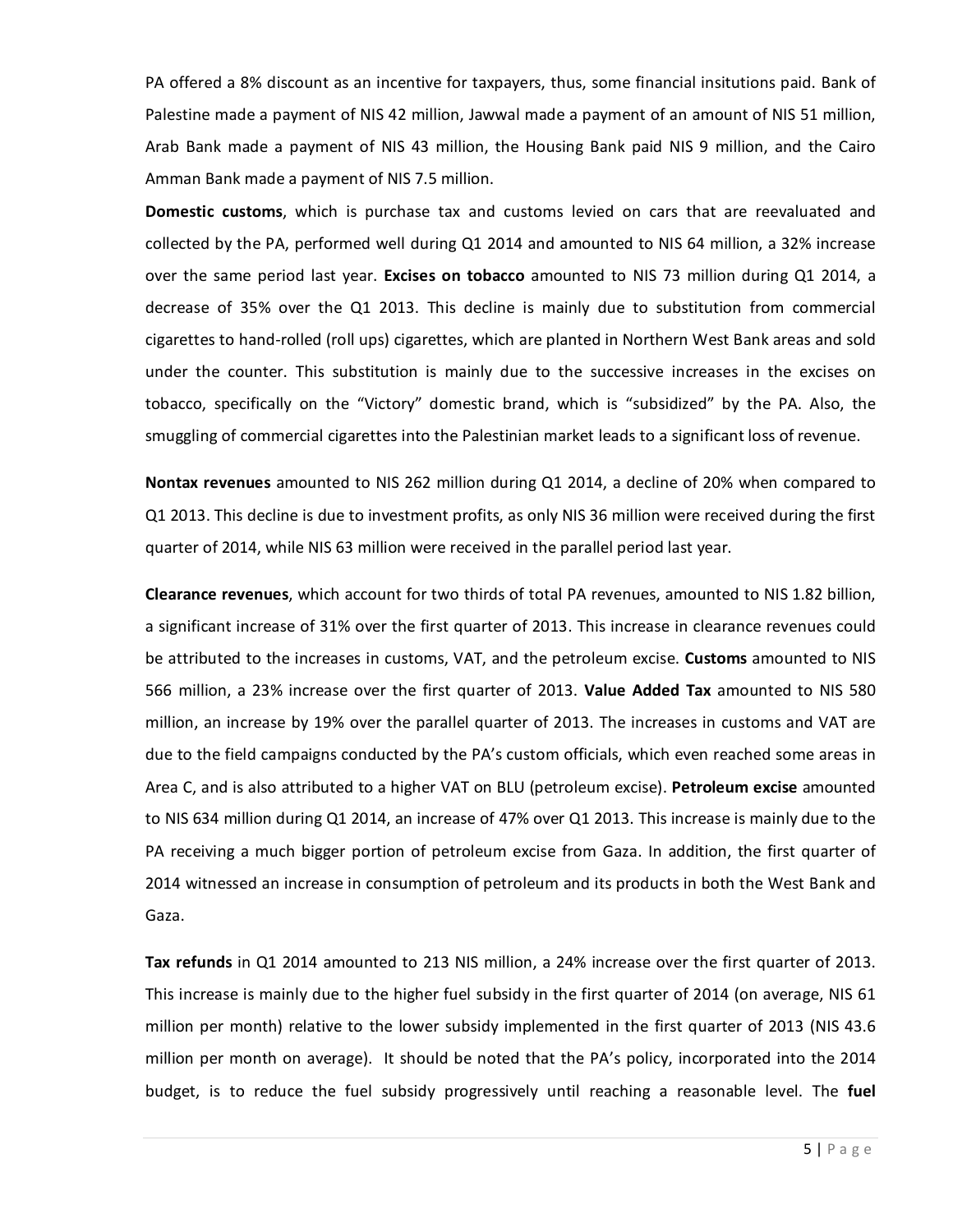PA offered a 8% discount as an incentive for taxpayers, thus, some financial insitutions paid. Bank of Palestine made a payment of NIS 42 million, Jawwal made a payment of an amount of NIS 51 million, Arab Bank made a payment of NIS 43 million, the Housing Bank paid NIS 9 million, and the Cairo Amman Bank made a payment of NIS 7.5 million.

**Domestic customs**, which is purchase tax and customs levied on cars that are reevaluated and collected by the PA, performed well during Q1 2014 and amounted to NIS 64 million, a 32% increase over the same period last year. **Excises on tobacco** amounted to NIS 73 million during Q1 2014, a decrease of 35% over the Q1 2013. This decline is mainly due to substitution from commercial cigarettes to hand-rolled (roll ups) cigarettes, which are planted in Northern West Bank areas and sold under the counter. This substitution is mainly due to the successive increases in the excises on tobacco, specifically on the "Victory" domestic brand, which is "subsidized" by the PA. Also, the smuggling of commercial cigarettes into the Palestinian market leads to a significant loss of revenue.

**Nontax revenues** amounted to NIS 262 million during Q1 2014, a decline of 20% when compared to Q1 2013. This decline is due to investment profits, as only NIS 36 million were received during the first quarter of 2014, while NIS 63 million were received in the parallel period last year.

**Clearance revenues**, which account for two thirds of total PA revenues, amounted to NIS 1.82 billion, a significant increase of 31% over the first quarter of 2013. This increase in clearance revenues could be attributed to the increases in customs, VAT, and the petroleum excise. **Customs** amounted to NIS 566 million, a 23% increase over the first quarter of 2013. **Value Added Tax** amounted to NIS 580 million, an increase by 19% over the parallel quarter of 2013. The increases in customs and VAT are due to the field campaigns conducted by the PA's custom officials, which even reached some areas in Area C, and is also attributed to a higher VAT on BLU (petroleum excise). **Petroleum excise** amounted to NIS 634 million during Q1 2014, an increase of 47% over Q1 2013. This increase is mainly due to the PA receiving a much bigger portion of petroleum excise from Gaza. In addition, the first quarter of 2014 witnessed an increase in consumption of petroleum and its products in both the West Bank and Gaza.

**Tax refunds** in Q1 2014 amounted to 213 NIS million, a 24% increase over the first quarter of 2013. This increase is mainly due to the higher fuel subsidy in the first quarter of 2014 (on average, NIS 61 million per month) relative to the lower subsidy implemented in the first quarter of 2013 (NIS 43.6 million per month on average). It should be noted that the PA's policy, incorporated into the 2014 budget, is to reduce the fuel subsidy progressively until reaching a reasonable level. The **fuel**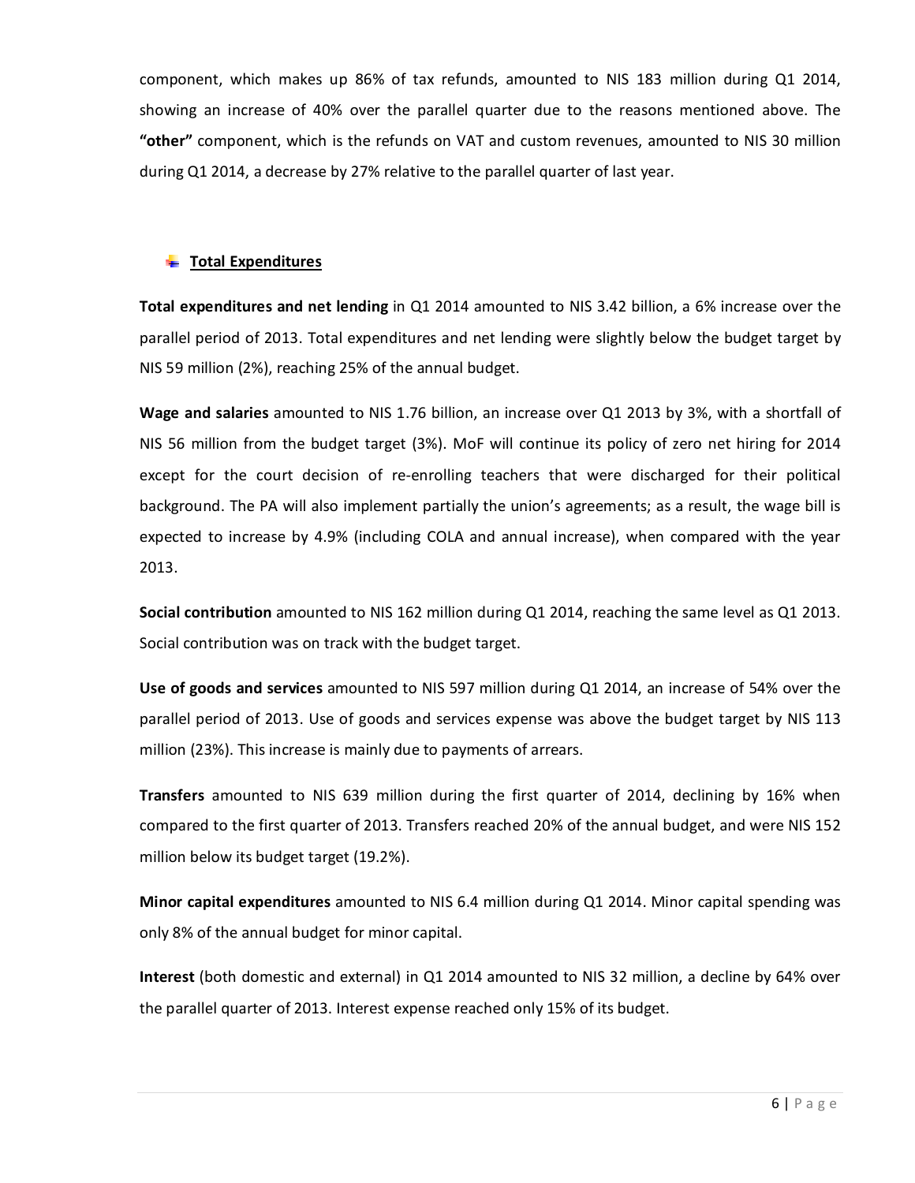component, which makes up 86% of tax refunds, amounted to NIS 183 million during Q1 2014, showing an increase of 40% over the parallel quarter due to the reasons mentioned above. The **"other"** component, which is the refunds on VAT and custom revenues, amounted to NIS 30 million during Q1 2014, a decrease by 27% relative to the parallel quarter of last year.

### Total Expenditures

**Total expenditures and net lending** in Q1 2014 amounted to NIS 3.42 billion, a 6% increase over the parallel period of 2013. Total expenditures and net lending were slightly below the budget target by NIS 59 million (2%), reaching 25% of the annual budget.

**Wage and salaries** amounted to NIS 1.76 billion, an increase over Q1 2013 by 3%, with a shortfall of NIS 56 million from the budget target (3%). MoF will continue its policy of zero net hiring for 2014 except for the court decision of re-enrolling teachers that were discharged for their political background. The PA will also implement partially the union's agreements; as a result, the wage bill is expected to increase by 4.9% (including COLA and annual increase), when compared with the year 2013.

**Social contribution** amounted to NIS 162 million during Q1 2014, reaching the same level as Q1 2013. Social contribution was on track with the budget target.

**Use of goods and services** amounted to NIS 597 million during Q1 2014, an increase of 54% over the parallel period of 2013. Use of goods and services expense was above the budget target by NIS 113 million (23%). This increase is mainly due to payments of arrears.

**Transfers** amounted to NIS 639 million during the first quarter of 2014, declining by 16% when compared to the first quarter of 2013. Transfers reached 20% of the annual budget, and were NIS 152 million below its budget target (19.2%).

**Minor capital expenditures** amounted to NIS 6.4 million during Q1 2014. Minor capital spending was only 8% of the annual budget for minor capital.

**Interest** (both domestic and external) in Q1 2014 amounted to NIS 32 million, a decline by 64% over the parallel quarter of 2013. Interest expense reached only 15% of its budget.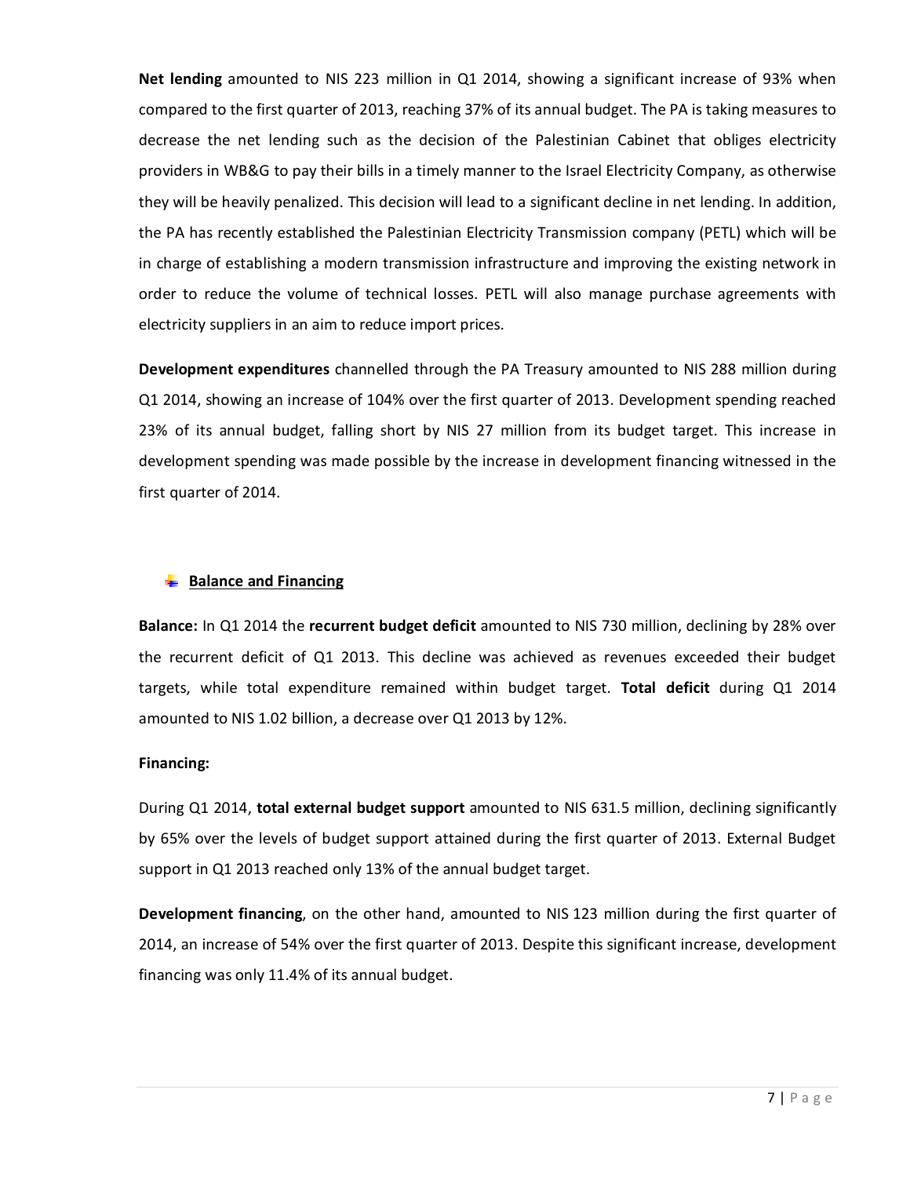**Net lending** amounted to NIS 223 million in Q1 2014, showing a significant increase of 93% when compared to the first quarter of 2013, reaching 37% of its annual budget. The PA is taking measures to decrease the net lending such as the decision of the Palestinian Cabinet that obliges electricity providers in WB&G to pay their bills in a timely manner to the Israel Electricity Company, as otherwise they will be heavily penalized. This decision will lead to a significant decline in net lending. In addition, the PA has recently established the Palestinian Electricity Transmission company (PETL) which will be in charge of establishing a modern transmission infrastructure and improving the existing network in order to reduce the volume of technical losses. PETL will also manage purchase agreements with electricity suppliers in an aim to reduce import prices.

**Development expenditures** channelled through the PA Treasury amounted to NIS 288 million during Q1 2014, showing an increase of 104% over the first quarter of 2013. Development spending reached 23% of its annual budget, falling short by NIS 27 million from its budget target. This increase in development spending was made possible by the increase in development financing witnessed in the first quarter of 2014.

## Balance and Financing

**Balance:** In Q1 2014 the **recurrent budget deficit** amounted to NIS 730 million, declining by 28% over the recurrent deficit of Q1 2013. This decline was achieved as revenues exceeded their budget targets, while total expenditure remained within budget target. **Total deficit** during Q1 2014 amounted to NIS 1.02 billion, a decrease over Q1 2013 by 12%.

**Financing:**

During Q1 2014, **total external budget support** amounted to NIS 631.5 million, declining significantly by 65% over the levels of budget support attained during the first quarter of 2013. External Budget support in Q1 2013 reached only 13% of the annual budget target.

**Development financing**, on the other hand, amounted to NIS 123 million during the first quarter of 2014, an increase of 54% over the first quarter of 2013. Despite this significant increase, development financing was only 11.4% of its annual budget.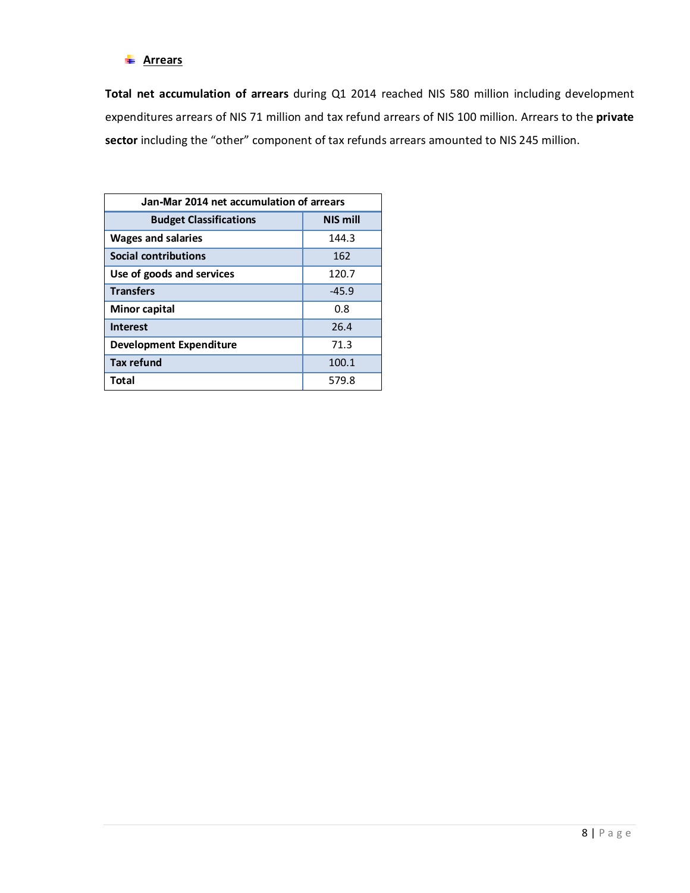## Arrears

**Total net accumulation of arrears** during Q1 2014 reached NIS 580 million including development expenditures arrears of NIS 71 million and tax refund arrears of NIS 100 million. Arrears to the **private sector** including the "other" component of tax refunds arrears amounted to NIS 245 million.

| Jan-Mar 2014 net accumulation of arrears | |
|---|---|
| **Budget Classifications** | **NIS mill** |
| **Wages and salaries** | 144.3 |
| **Social contributions** | 162 |
| **Use of goods and services** | 120.7 |
| **Transfers** | -45.9 |
| **Minor capital** | 0.8 |
| **Interest** | 26.4 |
| **Development Expenditure** | 71.3 |
| **Tax refund** | 100.1 |
| **Total** | 579.8 |